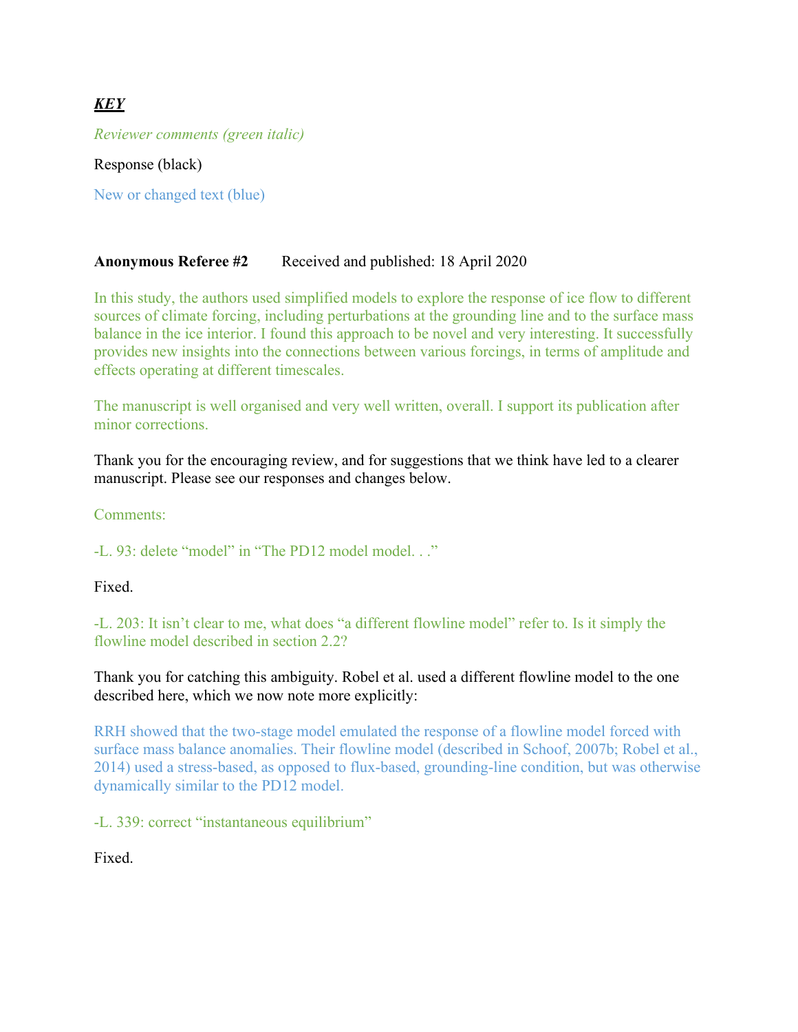***KEY***

*Reviewer comments (green italic)*

Response (black)

New or changed text (blue)

**Anonymous Referee #2** Received and published: 18 April 2020

*In this study, the authors used simplified models to explore the response of ice flow to different sources of climate forcing, including perturbations at the grounding line and to the surface mass balance in the ice interior. I found this approach to be novel and very interesting. It successfully provides new insights into the connections between various forcings, in terms of amplitude and effects operating at different timescales.*

*The manuscript is well organised and very well written, overall. I support its publication after minor corrections.*

Thank you for the encouraging review, and for suggestions that we think have led to a clearer manuscript. Please see our responses and changes below.

*Comments:*

*-L. 93: delete "model" in "The PD12 model model. . ."*

Fixed.

*-L. 203: It isn't clear to me, what does "a different flowline model" refer to. Is it simply the flowline model described in section 2.2?*

Thank you for catching this ambiguity. Robel et al. used a different flowline model to the one described here, which we now note more explicitly:

RRH showed that the two-stage model emulated the response of a flowline model forced with surface mass balance anomalies. Their flowline model (described in Schoof, 2007b; Robel et al., 2014) used a stress-based, as opposed to flux-based, grounding-line condition, but was otherwise dynamically similar to the PD12 model.

*-L. 339: correct "instantaneous equilibrium"*

Fixed.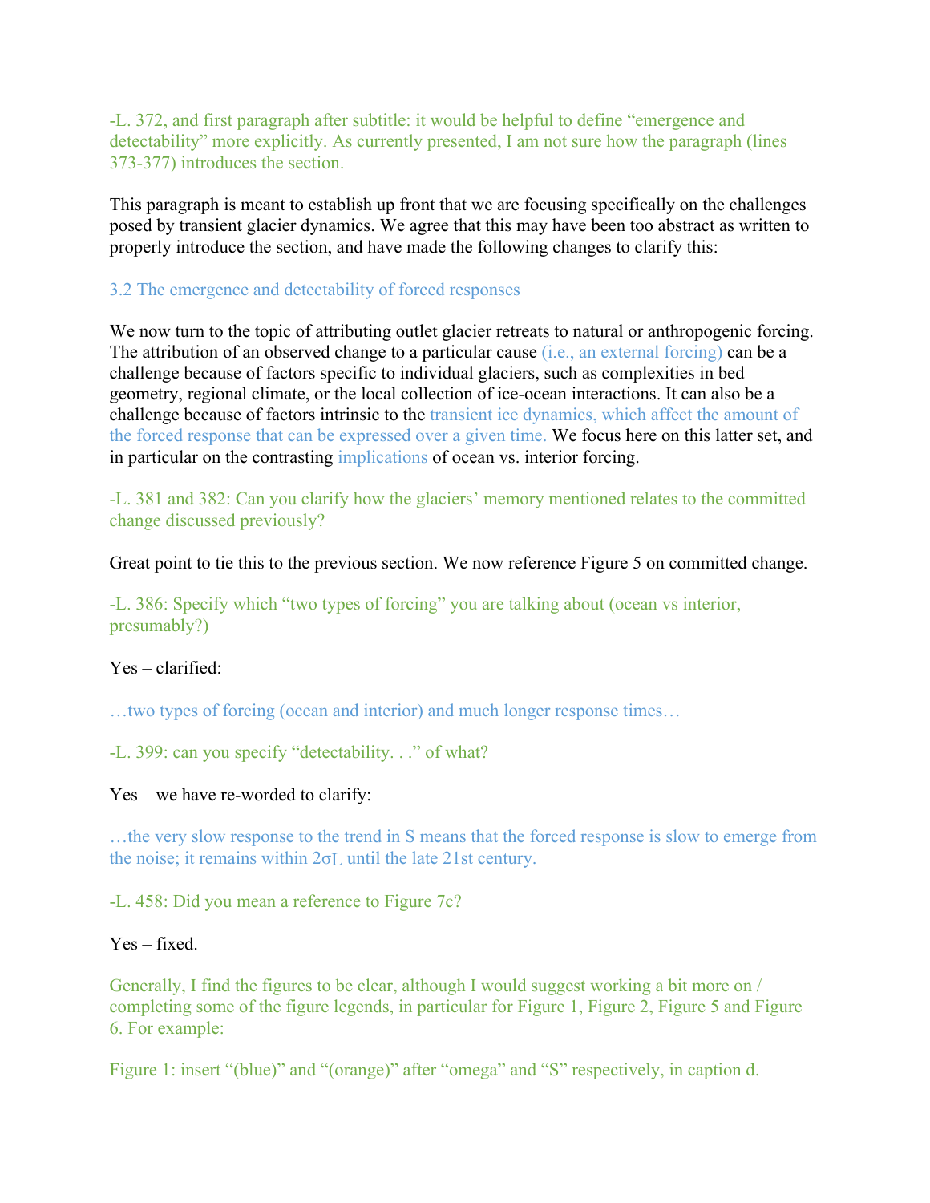-L. 372, and first paragraph after subtitle: it would be helpful to define "emergence and detectability" more explicitly. As currently presented, I am not sure how the paragraph (lines 373-377) introduces the section.

This paragraph is meant to establish up front that we are focusing specifically on the challenges posed by transient glacier dynamics. We agree that this may have been too abstract as written to properly introduce the section, and have made the following changes to clarify this:

3.2 The emergence and detectability of forced responses

We now turn to the topic of attributing outlet glacier retreats to natural or anthropogenic forcing. The attribution of an observed change to a particular cause (i.e., an external forcing) can be a challenge because of factors specific to individual glaciers, such as complexities in bed geometry, regional climate, or the local collection of ice-ocean interactions. It can also be a challenge because of factors intrinsic to the transient ice dynamics, which affect the amount of the forced response that can be expressed over a given time. We focus here on this latter set, and in particular on the contrasting implications of ocean vs. interior forcing.

-L. 381 and 382: Can you clarify how the glaciers' memory mentioned relates to the committed change discussed previously?

Great point to tie this to the previous section. We now reference Figure 5 on committed change.

-L. 386: Specify which "two types of forcing" you are talking about (ocean vs interior, presumably?)

Yes – clarified:

…two types of forcing (ocean and interior) and much longer response times…

-L. 399: can you specify "detectability. . ." of what?

Yes – we have re-worded to clarify:

…the very slow response to the trend in S means that the forced response is slow to emerge from the noise; it remains within $2\sigma_L$ until the late 21st century.

-L. 458: Did you mean a reference to Figure 7c?

Yes – fixed.

Generally, I find the figures to be clear, although I would suggest working a bit more on / completing some of the figure legends, in particular for Figure 1, Figure 2, Figure 5 and Figure 6. For example:

Figure 1: insert "(blue)" and "(orange)" after "omega" and "S" respectively, in caption d.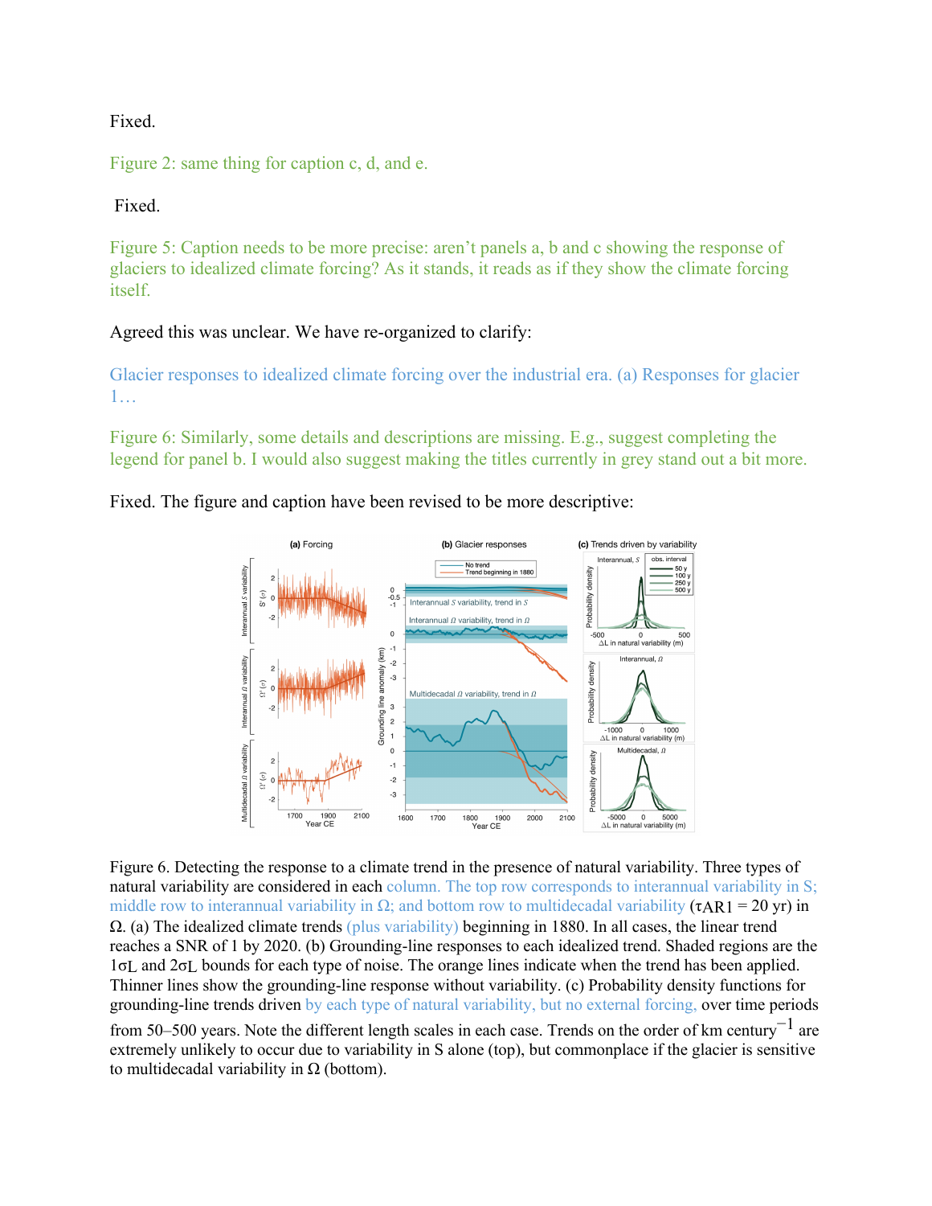Fixed.

Figure 2: same thing for caption c, d, and e.

Fixed.

Figure 5: Caption needs to be more precise: aren't panels a, b and c showing the response of glaciers to idealized climate forcing? As it stands, it reads as if they show the climate forcing itself.

Agreed this was unclear. We have re-organized to clarify:

Glacier responses to idealized climate forcing over the industrial era. (a) Responses for glacier 1…

Figure 6: Similarly, some details and descriptions are missing. E.g., suggest completing the legend for panel b. I would also suggest making the titles currently in grey stand out a bit more.

Fixed. The figure and caption have been revised to be more descriptive:

(a) Forcing

(b) Glacier responses

(c) Trends driven by variability

No trend
Trend beginning in 1880

Interannual $S$ variability
Interannual $\Omega$ variability
Multidecadal $\Omega$ variability

$S'$ ($\sigma$)
$\Omega'$ ($\sigma$)
$\Omega'$ ($\sigma$)

Interannual $S$ variability, trend in $S$
Interannual $\Omega$ variability, trend in $\Omega$
Multidecadal $\Omega$ variability, trend in $\Omega$

Grounding line anomaly (km)

Year CE

Interannual, $S$
Interannual, $\Omega$
Multidecadal, $\Omega$

obs. interval
50 y
100 y
250 y
500 y

Probability density

$\Delta L$ in natural variability (m)

Figure 6. Detecting the response to a climate trend in the presence of natural variability. Three types of natural variability are considered in each column. The top row corresponds to interannual variability in S; middle row to interannual variability in Ω; and bottom row to multidecadal variability ($\tau_{AR1}$ = 20 yr) in Ω. (a) The idealized climate trends (plus variability) beginning in 1880. In all cases, the linear trend reaches a SNR of 1 by 2020. (b) Grounding-line responses to each idealized trend. Shaded regions are the $1\sigma_L$ and $2\sigma_L$ bounds for each type of noise. The orange lines indicate when the trend has been applied. Thinner lines show the grounding-line response without variability. (c) Probability density functions for grounding-line trends driven by each type of natural variability, but no external forcing, over time periods from 50–500 years. Note the different length scales in each case. Trends on the order of km century$^{-1}$ are extremely unlikely to occur due to variability in S alone (top), but commonplace if the glacier is sensitive to multidecadal variability in Ω (bottom).